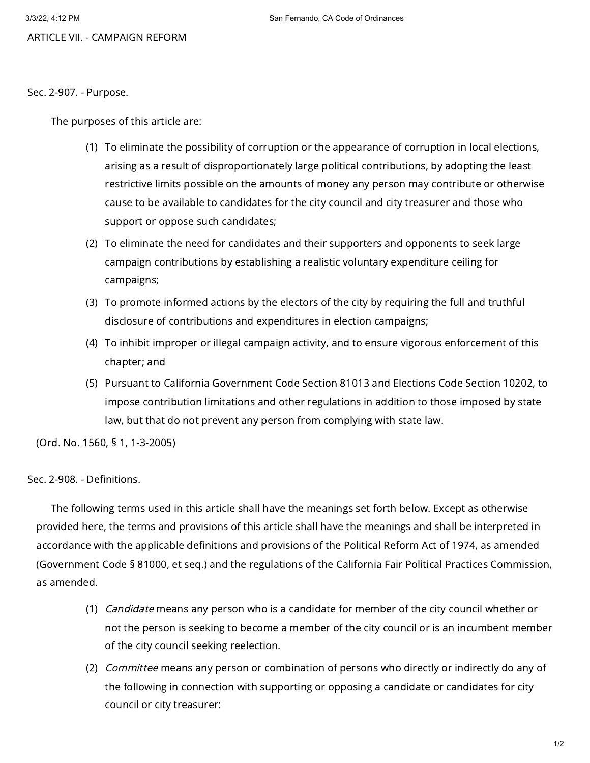# ARTICLE VII. - CAMPAIGN REFORM

## Sec. 2-907. - Purpose.

The purposes of this article are:

(1) To eliminate the possibility of corruption or the appearance of corruption in local elections, arising as a result of disproportionately large political contributions, by adopting the least restrictive limits possible on the amounts of money any person may contribute or otherwise cause to be available to candidates for the city council and city treasurer and those who support or oppose such candidates;

(2) To eliminate the need for candidates and their supporters and opponents to seek large campaign contributions by establishing a realistic voluntary expenditure ceiling for campaigns;

(3) To promote informed actions by the electors of the city by requiring the full and truthful disclosure of contributions and expenditures in election campaigns;

(4) To inhibit improper or illegal campaign activity, and to ensure vigorous enforcement of this chapter; and

(5) Pursuant to California Government Code Section 81013 and Elections Code Section 10202, to impose contribution limitations and other regulations in addition to those imposed by state law, but that do not prevent any person from complying with state law.

(Ord. No. 1560, § 1, 1-3-2005)

## Sec. 2-908. - Definitions.

The following terms used in this article shall have the meanings set forth below. Except as otherwise provided here, the terms and provisions of this article shall have the meanings and shall be interpreted in accordance with the applicable definitions and provisions of the Political Reform Act of 1974, as amended (Government Code § 81000, et seq.) and the regulations of the California Fair Political Practices Commission, as amended.

(1) *Candidate* means any person who is a candidate for member of the city council whether or not the person is seeking to become a member of the city council or is an incumbent member of the city council seeking reelection.

(2) *Committee* means any person or combination of persons who directly or indirectly do any of the following in connection with supporting or opposing a candidate or candidates for city council or city treasurer: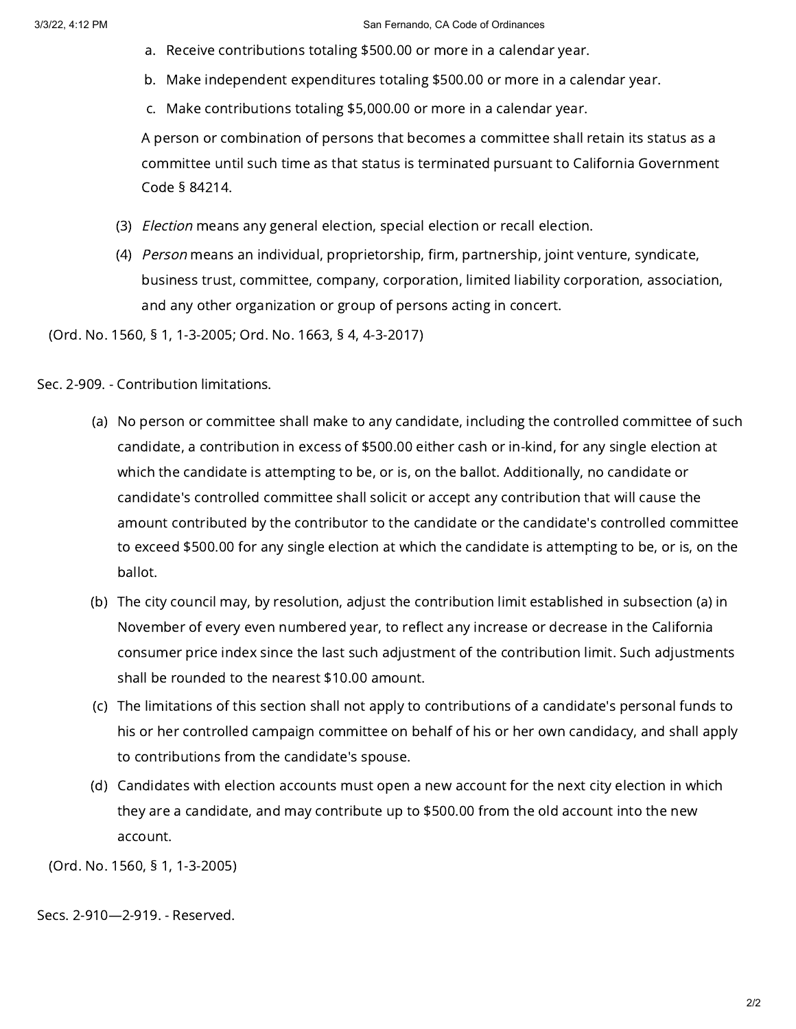a. Receive contributions totaling $500.00 or more in a calendar year.
b. Make independent expenditures totaling $500.00 or more in a calendar year.
c. Make contributions totaling $5,000.00 or more in a calendar year.

A person or combination of persons that becomes a committee shall retain its status as a committee until such time as that status is terminated pursuant to California Government Code § 84214.

(3) *Election* means any general election, special election or recall election.

(4) *Person* means an individual, proprietorship, firm, partnership, joint venture, syndicate, business trust, committee, company, corporation, limited liability corporation, association, and any other organization or group of persons acting in concert.

(Ord. No. 1560, § 1, 1-3-2005; Ord. No. 1663, § 4, 4-3-2017)

Sec. 2-909. - Contribution limitations.

(a) No person or committee shall make to any candidate, including the controlled committee of such candidate, a contribution in excess of $500.00 either cash or in-kind, for any single election at which the candidate is attempting to be, or is, on the ballot. Additionally, no candidate or candidate's controlled committee shall solicit or accept any contribution that will cause the amount contributed by the contributor to the candidate or the candidate's controlled committee to exceed $500.00 for any single election at which the candidate is attempting to be, or is, on the ballot.

(b) The city council may, by resolution, adjust the contribution limit established in subsection (a) in November of every even numbered year, to reflect any increase or decrease in the California consumer price index since the last such adjustment of the contribution limit. Such adjustments shall be rounded to the nearest $10.00 amount.

(c) The limitations of this section shall not apply to contributions of a candidate's personal funds to his or her controlled campaign committee on behalf of his or her own candidacy, and shall apply to contributions from the candidate's spouse.

(d) Candidates with election accounts must open a new account for the next city election in which they are a candidate, and may contribute up to $500.00 from the old account into the new account.

(Ord. No. 1560, § 1, 1-3-2005)

Secs. 2-910—2-919. - Reserved.